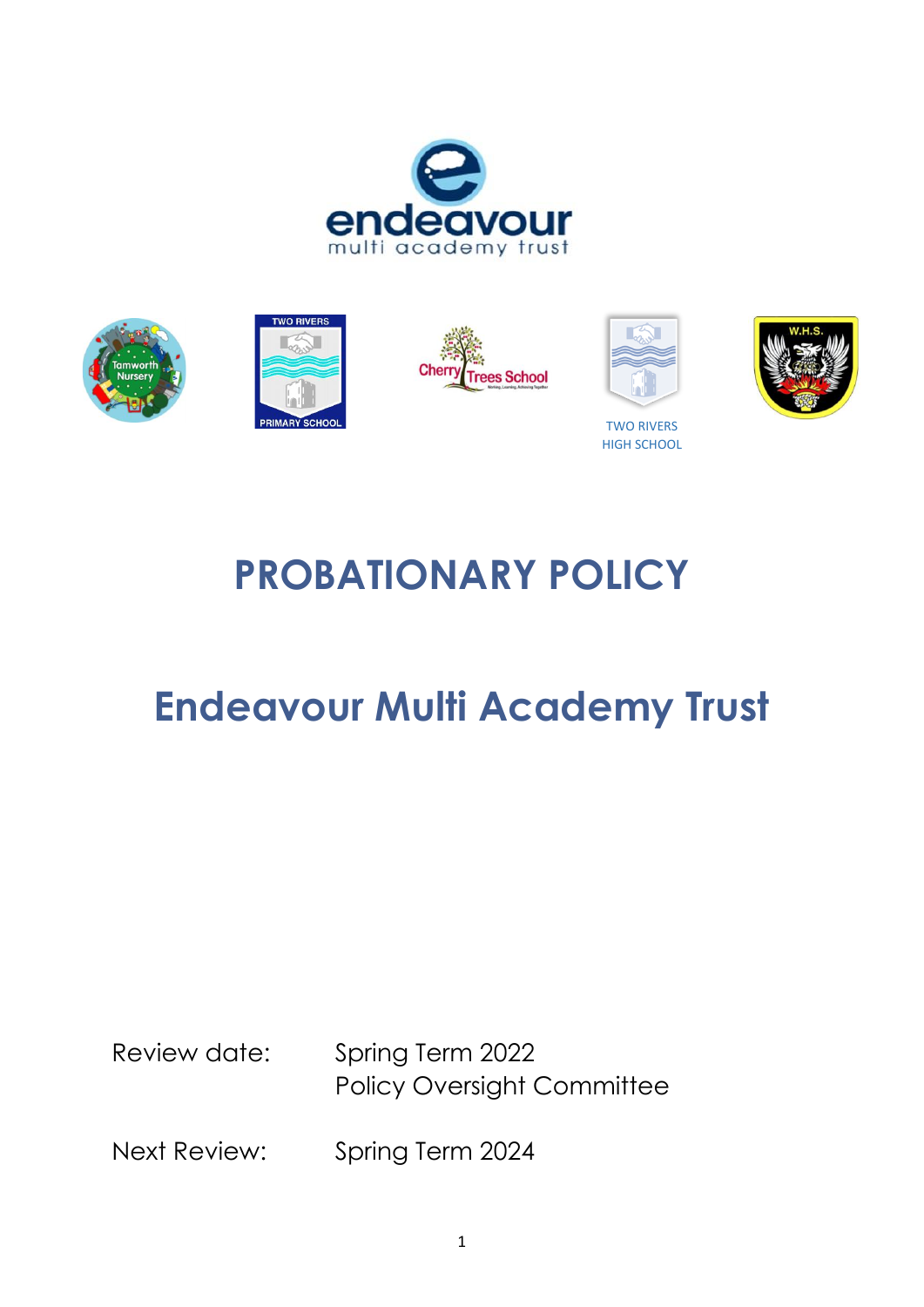# PROBATIONARY POLICY

## Endeavour Multi Academy Trust

Review date: Spring Term 2022
Policy Oversight Committee

Next Review: Spring Term 2024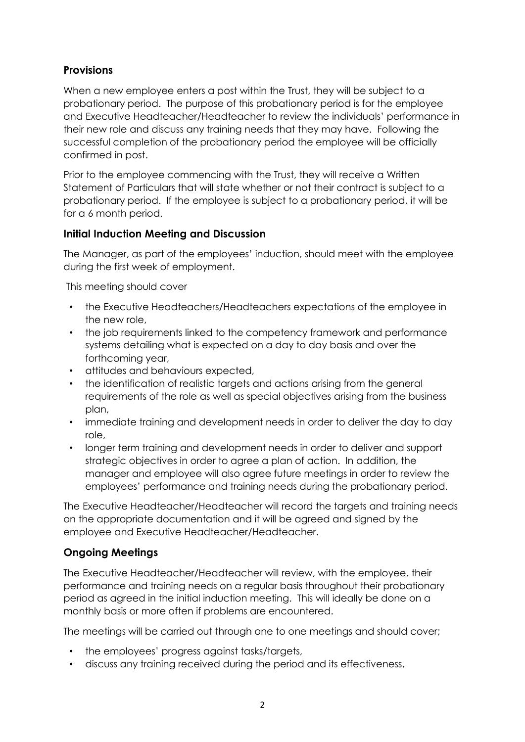## Provisions

When a new employee enters a post within the Trust, they will be subject to a probationary period. The purpose of this probationary period is for the employee and Executive Headteacher/Headteacher to review the individuals' performance in their new role and discuss any training needs that they may have. Following the successful completion of the probationary period the employee will be officially confirmed in post.

Prior to the employee commencing with the Trust, they will receive a Written Statement of Particulars that will state whether or not their contract is subject to a probationary period. If the employee is subject to a probationary period, it will be for a 6 month period.

## Initial Induction Meeting and Discussion

The Manager, as part of the employees' induction, should meet with the employee during the first week of employment.

This meeting should cover

- the Executive Headteachers/Headteachers expectations of the employee in the new role,
- the job requirements linked to the competency framework and performance systems detailing what is expected on a day to day basis and over the forthcoming year,
- attitudes and behaviours expected,
- the identification of realistic targets and actions arising from the general requirements of the role as well as special objectives arising from the business plan,
- immediate training and development needs in order to deliver the day to day role,
- longer term training and development needs in order to deliver and support strategic objectives in order to agree a plan of action. In addition, the manager and employee will also agree future meetings in order to review the employees' performance and training needs during the probationary period.

The Executive Headteacher/Headteacher will record the targets and training needs on the appropriate documentation and it will be agreed and signed by the employee and Executive Headteacher/Headteacher.

## Ongoing Meetings

The Executive Headteacher/Headteacher will review, with the employee, their performance and training needs on a regular basis throughout their probationary period as agreed in the initial induction meeting. This will ideally be done on a monthly basis or more often if problems are encountered.

The meetings will be carried out through one to one meetings and should cover;

- the employees' progress against tasks/targets,
- discuss any training received during the period and its effectiveness,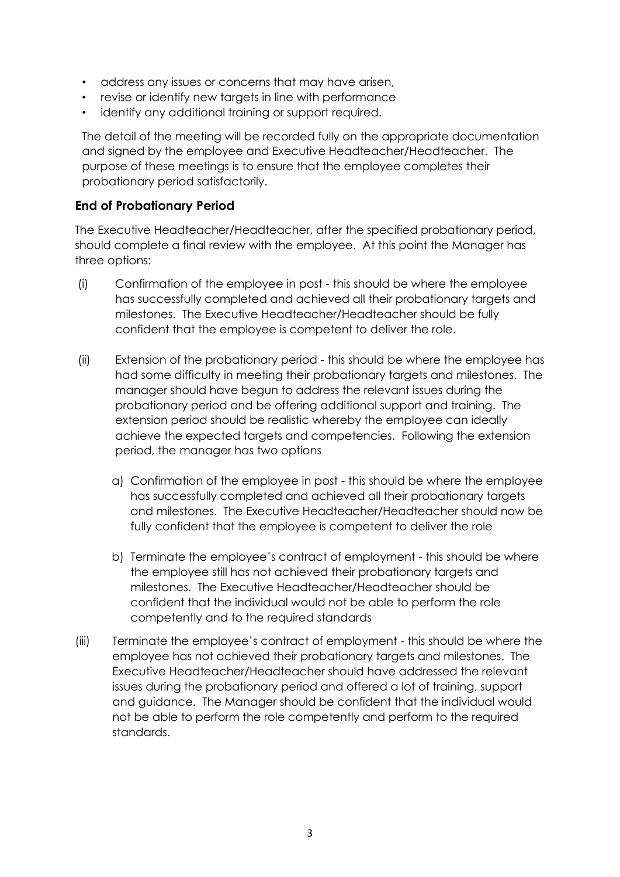- address any issues or concerns that may have arisen,
- revise or identify new targets in line with performance
- identify any additional training or support required.

The detail of the meeting will be recorded fully on the appropriate documentation and signed by the employee and Executive Headteacher/Headteacher. The purpose of these meetings is to ensure that the employee completes their probationary period satisfactorily.

## End of Probationary Period

The Executive Headteacher/Headteacher, after the specified probationary period, should complete a final review with the employee. At this point the Manager has three options:

(i) Confirmation of the employee in post - this should be where the employee has successfully completed and achieved all their probationary targets and milestones. The Executive Headteacher/Headteacher should be fully confident that the employee is competent to deliver the role.

(ii) Extension of the probationary period - this should be where the employee has had some difficulty in meeting their probationary targets and milestones. The manager should have begun to address the relevant issues during the probationary period and be offering additional support and training. The extension period should be realistic whereby the employee can ideally achieve the expected targets and competencies. Following the extension period, the manager has two options

   a) Confirmation of the employee in post - this should be where the employee has successfully completed and achieved all their probationary targets and milestones. The Executive Headteacher/Headteacher should now be fully confident that the employee is competent to deliver the role

   b) Terminate the employee's contract of employment - this should be where the employee still has not achieved their probationary targets and milestones. The Executive Headteacher/Headteacher should be confident that the individual would not be able to perform the role competently and to the required standards

(iii) Terminate the employee's contract of employment - this should be where the employee has not achieved their probationary targets and milestones. The Executive Headteacher/Headteacher should have addressed the relevant issues during the probationary period and offered a lot of training, support and guidance. The Manager should be confident that the individual would not be able to perform the role competently and perform to the required standards.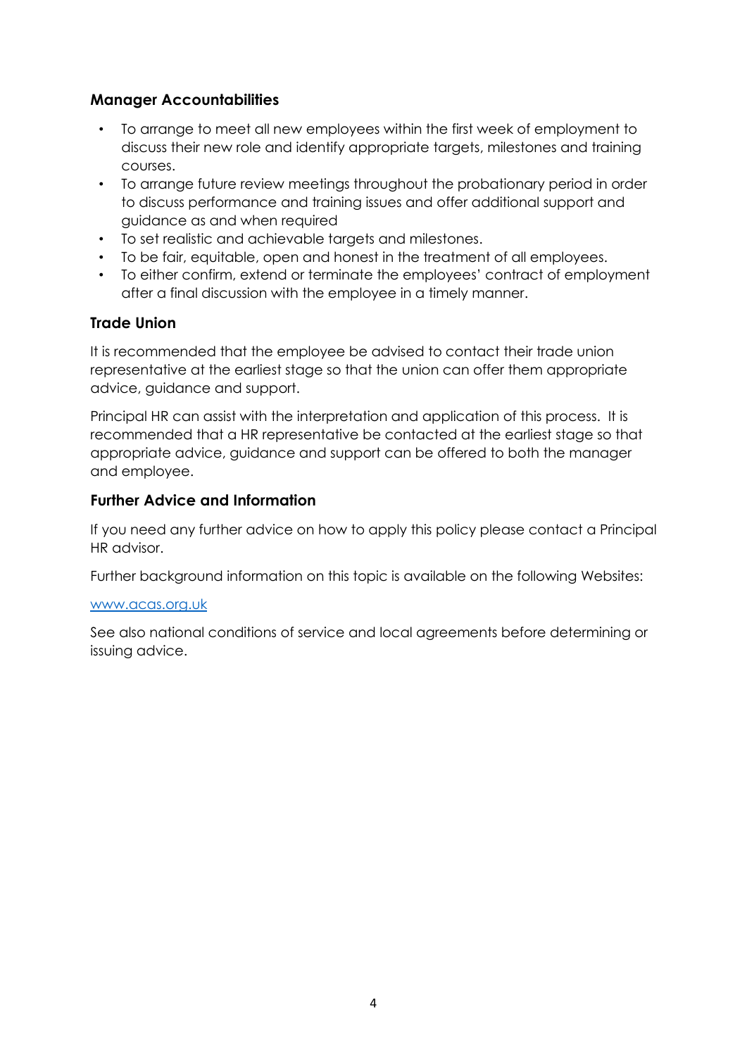### Manager Accountabilities

- To arrange to meet all new employees within the first week of employment to discuss their new role and identify appropriate targets, milestones and training courses.
- To arrange future review meetings throughout the probationary period in order to discuss performance and training issues and offer additional support and guidance as and when required
- To set realistic and achievable targets and milestones.
- To be fair, equitable, open and honest in the treatment of all employees.
- To either confirm, extend or terminate the employees' contract of employment after a final discussion with the employee in a timely manner.

### Trade Union

It is recommended that the employee be advised to contact their trade union representative at the earliest stage so that the union can offer them appropriate advice, guidance and support.

Principal HR can assist with the interpretation and application of this process. It is recommended that a HR representative be contacted at the earliest stage so that appropriate advice, guidance and support can be offered to both the manager and employee.

### Further Advice and Information

If you need any further advice on how to apply this policy please contact a Principal HR advisor.

Further background information on this topic is available on the following Websites:

[www.acas.org.uk](http://www.acas.org.uk)

See also national conditions of service and local agreements before determining or issuing advice.